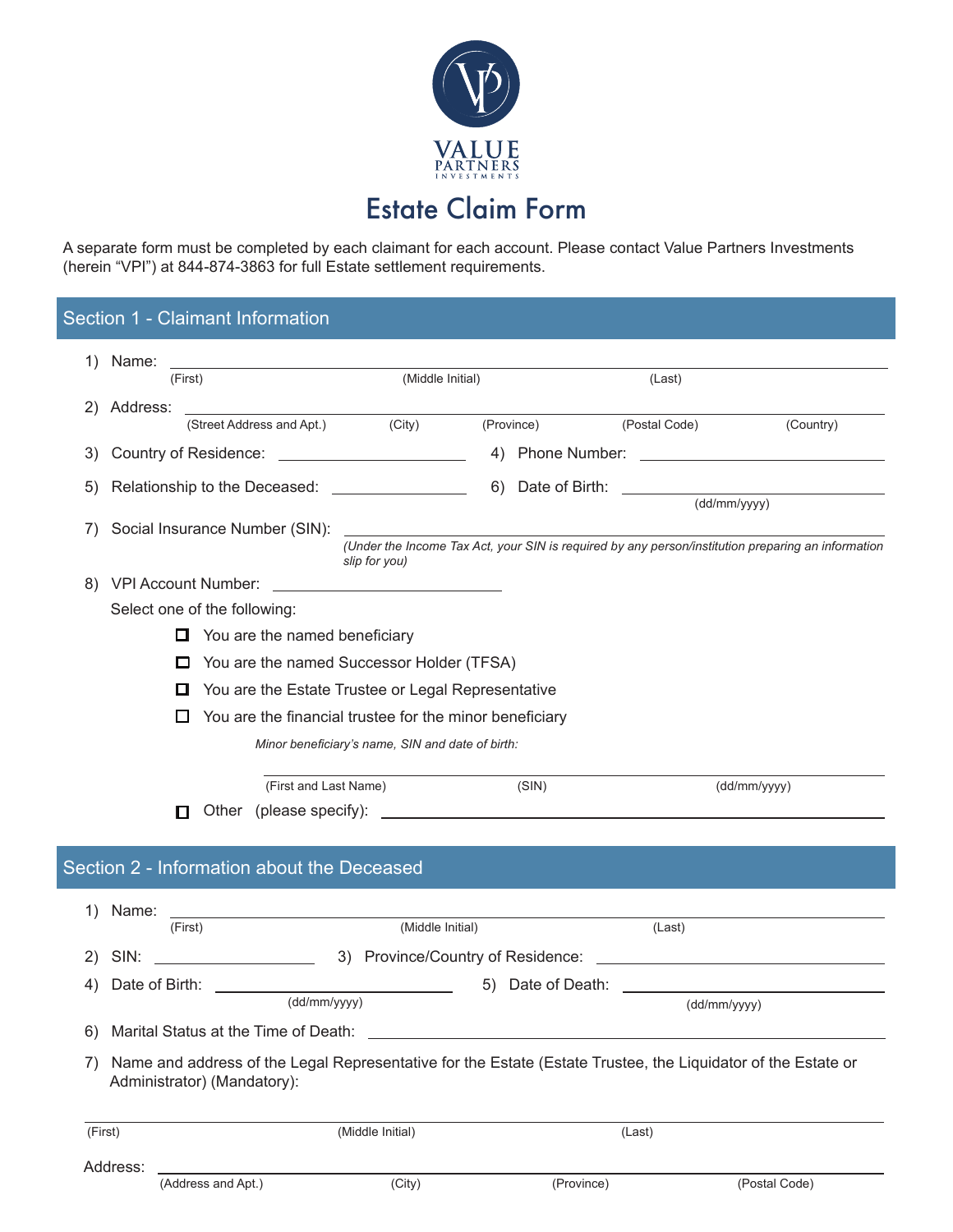VALUE PARTNERS INVESTMENTS

# Estate Claim Form

A separate form must be completed by each claimant for each account. Please contact Value Partners Investments (herein "VPI") at 844-874-3863 for full Estate settlement requirements.

## Section 1 - Claimant Information

1) Name: ______________________________
(First) (Middle Initial) (Last)

2) Address: ______________________________
(Street Address and Apt.) (City) (Province) (Postal Code) (Country)

3) Country of Residence: ____________________ 4) Phone Number: ____________________

5) Relationship to the Deceased: ____________________ 6) Date of Birth: ____________________
(dd/mm/yyyy)

7) Social Insurance Number (SIN): ______________________________
*(Under the Income Tax Act, your SIN is required by any person/institution preparing an information slip for you)*

8) VPI Account Number: ____________________

Select one of the following:

- ☐ You are the named beneficiary
- ☐ You are the named Successor Holder (TFSA)
- ☐ You are the Estate Trustee or Legal Representative
- ☐ You are the financial trustee for the minor beneficiary

  *Minor beneficiary's name, SIN and date of birth:*

  ______________________________
  (First and Last Name) (SIN) (dd/mm/yyyy)

- ☐ Other (please specify): ______________________________

## Section 2 - Information about the Deceased

1) Name: ______________________________
(First) (Middle Initial) (Last)

2) SIN: ____________________ 3) Province/Country of Residence: ____________________

4) Date of Birth: ____________________ 5) Date of Death: ____________________
(dd/mm/yyyy) (dd/mm/yyyy)

6) Marital Status at the Time of Death: ______________________________

7) Name and address of the Legal Representative for the Estate (Estate Trustee, the Liquidator of the Estate or Administrator) (Mandatory):

______________________________
(First) (Middle Initial) (Last)

Address: ______________________________
(Address and Apt.) (City) (Province) (Postal Code)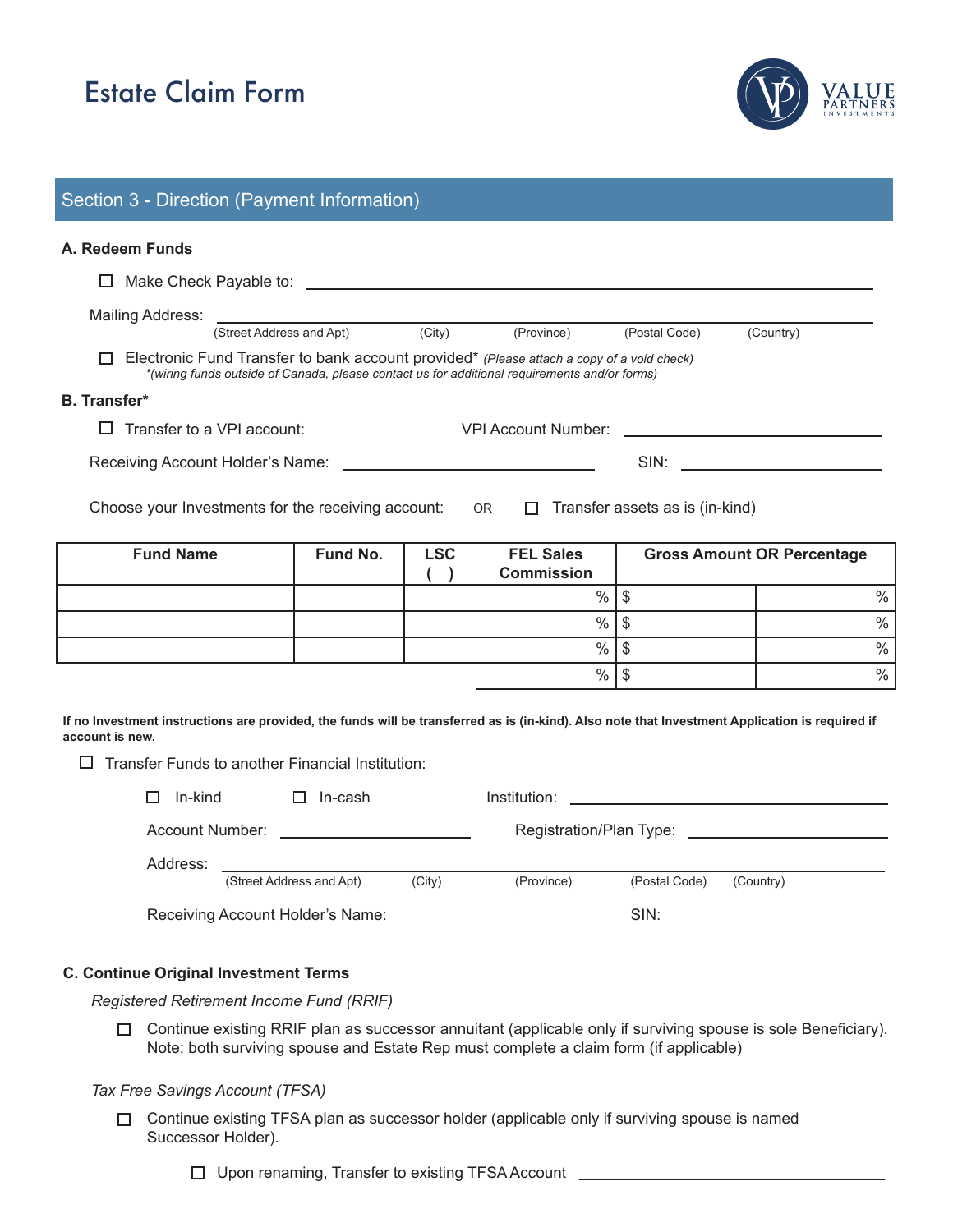# Estate Claim Form

## Section 3 - Direction (Payment Information)

**A. Redeem Funds**

☐ Make Check Payable to: ____________________________________________

Mailing Address: ____________________________________________
(Street Address and Apt) (City) (Province) (Postal Code) (Country)

☐ Electronic Fund Transfer to bank account provided* *(Please attach a copy of a void check)*
*\*(wiring funds outside of Canada, please contact us for additional requirements and/or forms)*

**B. Transfer***

☐ Transfer to a VPI account: VPI Account Number: ____________________

Receiving Account Holder's Name: ____________________ SIN: ____________________

Choose your Investments for the receiving account: OR ☐ Transfer assets as is (in-kind)

| Fund Name | Fund No. | LSC ( ) | FEL Sales Commission | Gross Amount OR Percentage | |
|---|---|---|---|---|---|
| | | | % | $ | % |
| | | | % | $ | % |
| | | | % | $ | % |
| | | | % | $ | % |

**If no Investment instructions are provided, the funds will be transferred as is (in-kind). Also note that Investment Application is required if account is new.**

☐ Transfer Funds to another Financial Institution:

☐ In-kind ☐ In-cash Institution: ____________________

Account Number: ____________________ Registration/Plan Type: ____________________

Address: ____________________________________________
(Street Address and Apt) (City) (Province) (Postal Code) (Country)

Receiving Account Holder's Name: ____________________ SIN: ____________________

**C. Continue Original Investment Terms**

*Registered Retirement Income Fund (RRIF)*

☐ Continue existing RRIF plan as successor annuitant (applicable only if surviving spouse is sole Beneficiary). Note: both surviving spouse and Estate Rep must complete a claim form (if applicable)

*Tax Free Savings Account (TFSA)*

☐ Continue existing TFSA plan as successor holder (applicable only if surviving spouse is named Successor Holder).

☐ Upon renaming, Transfer to existing TFSA Account ____________________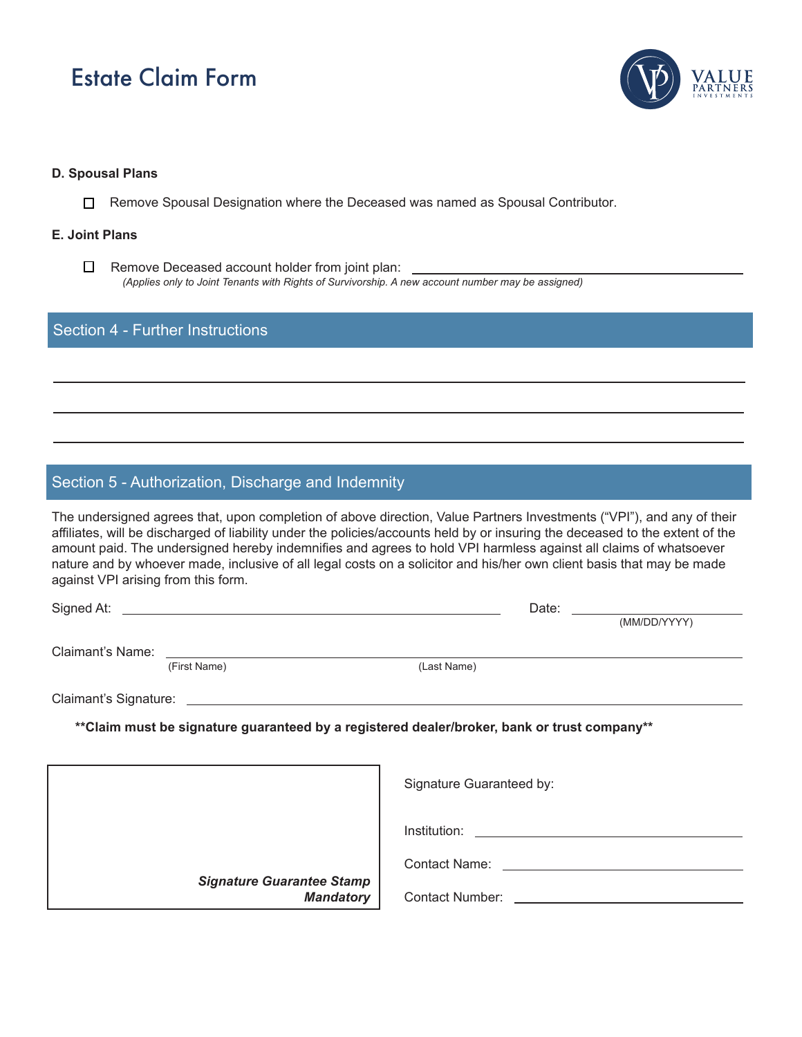# Estate Claim Form

**D. Spousal Plans**

☐ Remove Spousal Designation where the Deceased was named as Spousal Contributor.

**E. Joint Plans**

☐ Remove Deceased account holder from joint plan: ______________________________
*(Applies only to Joint Tenants with Rights of Survivorship. A new account number may be assigned)*

## Section 4 - Further Instructions

______________________________________________________________________________

______________________________________________________________________________

______________________________________________________________________________

## Section 5 - Authorization, Discharge and Indemnity

The undersigned agrees that, upon completion of above direction, Value Partners Investments ("VPI"), and any of their affiliates, will be discharged of liability under the policies/accounts held by or insuring the deceased to the extent of the amount paid. The undersigned hereby indemnifies and agrees to hold VPI harmless against all claims of whatsoever nature and by whoever made, inclusive of all legal costs on a solicitor and his/her own client basis that may be made against VPI arising from this form.

Signed At: ______________________________ Date: ______________ (MM/DD/YYYY)

Claimant's Name: ______________________________
(First Name) (Last Name)

Claimant's Signature: ______________________________

**\*\*Claim must be signature guaranteed by a registered dealer/broker, bank or trust company\*\***

***Signature Guarantee Stamp Mandatory***

Signature Guaranteed by:

Institution: ______________________________

Contact Name: ______________________________

Contact Number: ______________________________